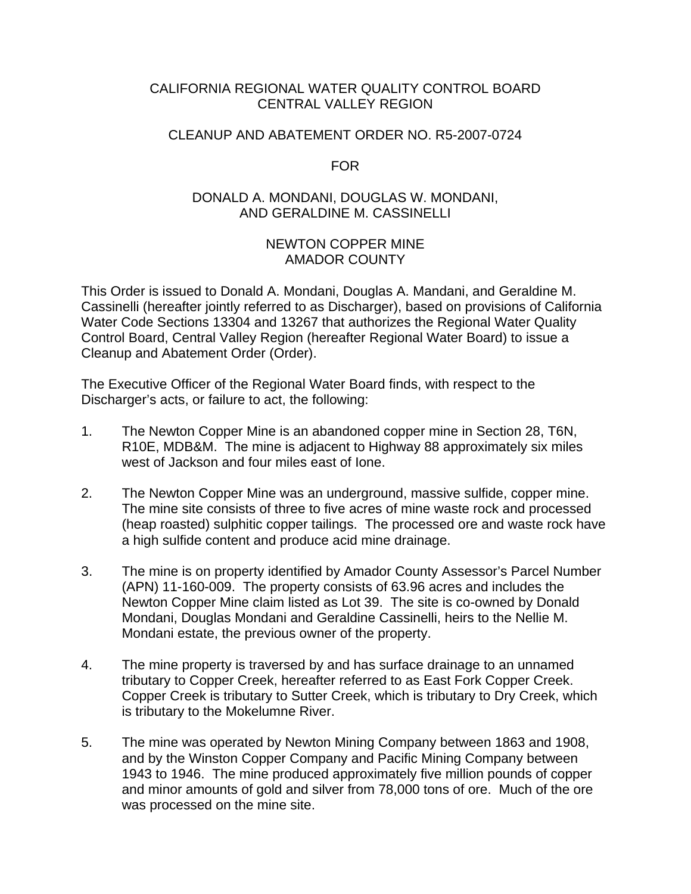CALIFORNIA REGIONAL WATER QUALITY CONTROL BOARD
CENTRAL VALLEY REGION

CLEANUP AND ABATEMENT ORDER NO. R5-2007-0724

FOR

DONALD A. MONDANI, DOUGLAS W. MONDANI,
AND GERALDINE M. CASSINELLI

NEWTON COPPER MINE
AMADOR COUNTY

This Order is issued to Donald A. Mondani, Douglas A. Mandani, and Geraldine M. Cassinelli (hereafter jointly referred to as Discharger), based on provisions of California Water Code Sections 13304 and 13267 that authorizes the Regional Water Quality Control Board, Central Valley Region (hereafter Regional Water Board) to issue a Cleanup and Abatement Order (Order).

The Executive Officer of the Regional Water Board finds, with respect to the Discharger's acts, or failure to act, the following:

1. The Newton Copper Mine is an abandoned copper mine in Section 28, T6N, R10E, MDB&M. The mine is adjacent to Highway 88 approximately six miles west of Jackson and four miles east of Ione.

2. The Newton Copper Mine was an underground, massive sulfide, copper mine. The mine site consists of three to five acres of mine waste rock and processed (heap roasted) sulphitic copper tailings. The processed ore and waste rock have a high sulfide content and produce acid mine drainage.

3. The mine is on property identified by Amador County Assessor's Parcel Number (APN) 11-160-009. The property consists of 63.96 acres and includes the Newton Copper Mine claim listed as Lot 39. The site is co-owned by Donald Mondani, Douglas Mondani and Geraldine Cassinelli, heirs to the Nellie M. Mondani estate, the previous owner of the property.

4. The mine property is traversed by and has surface drainage to an unnamed tributary to Copper Creek, hereafter referred to as East Fork Copper Creek. Copper Creek is tributary to Sutter Creek, which is tributary to Dry Creek, which is tributary to the Mokelumne River.

5. The mine was operated by Newton Mining Company between 1863 and 1908, and by the Winston Copper Company and Pacific Mining Company between 1943 to 1946. The mine produced approximately five million pounds of copper and minor amounts of gold and silver from 78,000 tons of ore. Much of the ore was processed on the mine site.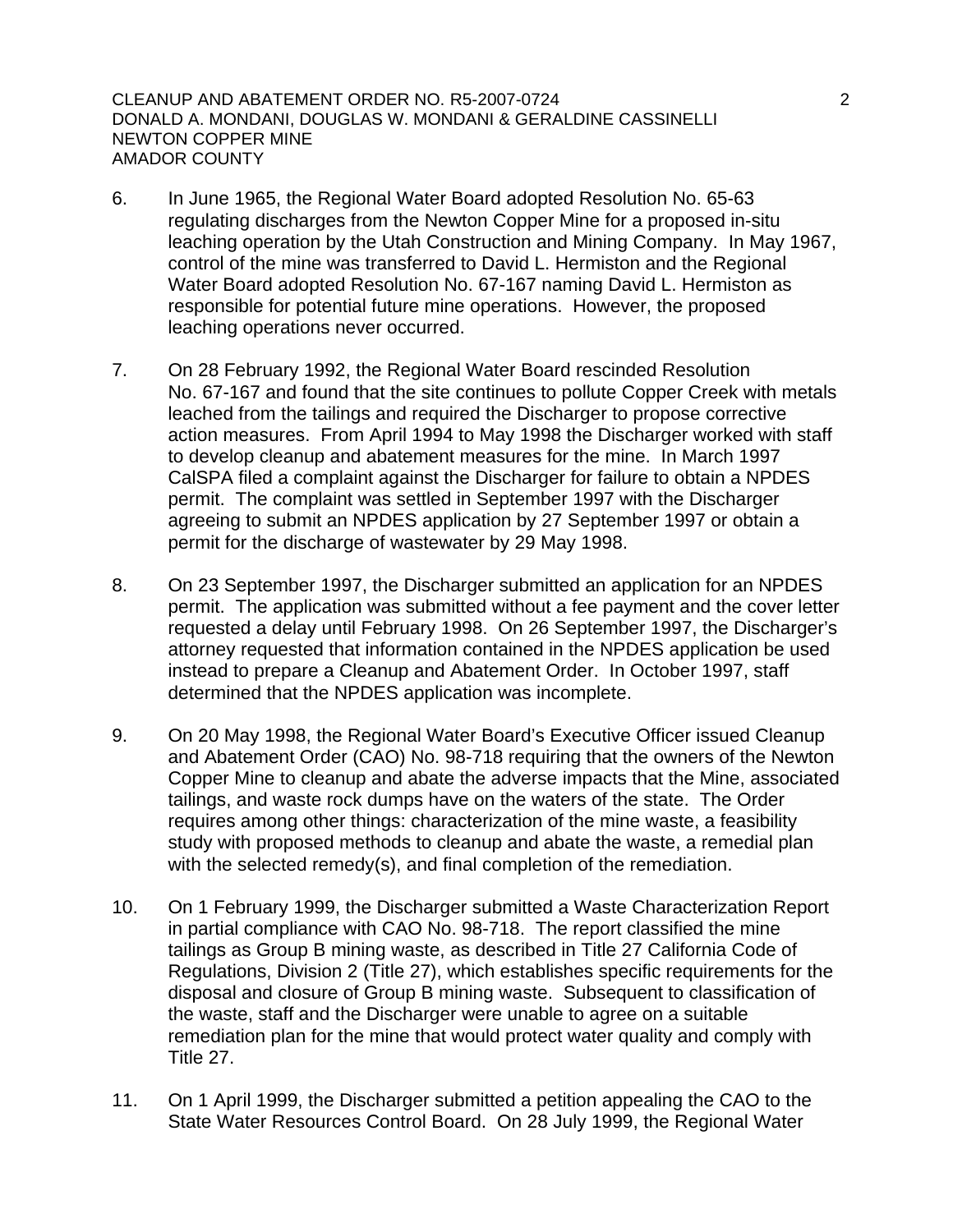6. In June 1965, the Regional Water Board adopted Resolution No. 65-63 regulating discharges from the Newton Copper Mine for a proposed in-situ leaching operation by the Utah Construction and Mining Company. In May 1967, control of the mine was transferred to David L. Hermiston and the Regional Water Board adopted Resolution No. 67-167 naming David L. Hermiston as responsible for potential future mine operations. However, the proposed leaching operations never occurred.

7. On 28 February 1992, the Regional Water Board rescinded Resolution No. 67-167 and found that the site continues to pollute Copper Creek with metals leached from the tailings and required the Discharger to propose corrective action measures. From April 1994 to May 1998 the Discharger worked with staff to develop cleanup and abatement measures for the mine. In March 1997 CalSPA filed a complaint against the Discharger for failure to obtain a NPDES permit. The complaint was settled in September 1997 with the Discharger agreeing to submit an NPDES application by 27 September 1997 or obtain a permit for the discharge of wastewater by 29 May 1998.

8. On 23 September 1997, the Discharger submitted an application for an NPDES permit. The application was submitted without a fee payment and the cover letter requested a delay until February 1998. On 26 September 1997, the Discharger's attorney requested that information contained in the NPDES application be used instead to prepare a Cleanup and Abatement Order. In October 1997, staff determined that the NPDES application was incomplete.

9. On 20 May 1998, the Regional Water Board's Executive Officer issued Cleanup and Abatement Order (CAO) No. 98-718 requiring that the owners of the Newton Copper Mine to cleanup and abate the adverse impacts that the Mine, associated tailings, and waste rock dumps have on the waters of the state. The Order requires among other things: characterization of the mine waste, a feasibility study with proposed methods to cleanup and abate the waste, a remedial plan with the selected remedy(s), and final completion of the remediation.

10. On 1 February 1999, the Discharger submitted a Waste Characterization Report in partial compliance with CAO No. 98-718. The report classified the mine tailings as Group B mining waste, as described in Title 27 California Code of Regulations, Division 2 (Title 27), which establishes specific requirements for the disposal and closure of Group B mining waste. Subsequent to classification of the waste, staff and the Discharger were unable to agree on a suitable remediation plan for the mine that would protect water quality and comply with Title 27.

11. On 1 April 1999, the Discharger submitted a petition appealing the CAO to the State Water Resources Control Board. On 28 July 1999, the Regional Water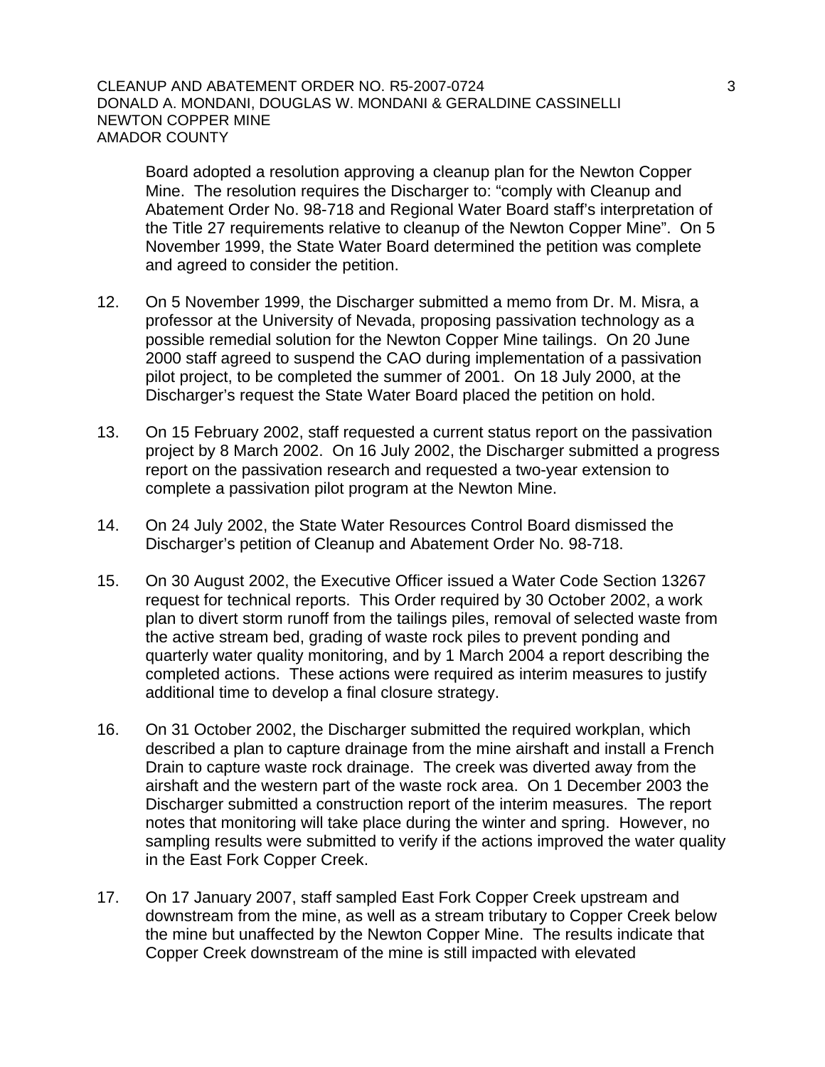Board adopted a resolution approving a cleanup plan for the Newton Copper Mine. The resolution requires the Discharger to: "comply with Cleanup and Abatement Order No. 98-718 and Regional Water Board staff's interpretation of the Title 27 requirements relative to cleanup of the Newton Copper Mine". On 5 November 1999, the State Water Board determined the petition was complete and agreed to consider the petition.

12. On 5 November 1999, the Discharger submitted a memo from Dr. M. Misra, a professor at the University of Nevada, proposing passivation technology as a possible remedial solution for the Newton Copper Mine tailings. On 20 June 2000 staff agreed to suspend the CAO during implementation of a passivation pilot project, to be completed the summer of 2001. On 18 July 2000, at the Discharger's request the State Water Board placed the petition on hold.

13. On 15 February 2002, staff requested a current status report on the passivation project by 8 March 2002. On 16 July 2002, the Discharger submitted a progress report on the passivation research and requested a two-year extension to complete a passivation pilot program at the Newton Mine.

14. On 24 July 2002, the State Water Resources Control Board dismissed the Discharger's petition of Cleanup and Abatement Order No. 98-718.

15. On 30 August 2002, the Executive Officer issued a Water Code Section 13267 request for technical reports. This Order required by 30 October 2002, a work plan to divert storm runoff from the tailings piles, removal of selected waste from the active stream bed, grading of waste rock piles to prevent ponding and quarterly water quality monitoring, and by 1 March 2004 a report describing the completed actions. These actions were required as interim measures to justify additional time to develop a final closure strategy.

16. On 31 October 2002, the Discharger submitted the required workplan, which described a plan to capture drainage from the mine airshaft and install a French Drain to capture waste rock drainage. The creek was diverted away from the airshaft and the western part of the waste rock area. On 1 December 2003 the Discharger submitted a construction report of the interim measures. The report notes that monitoring will take place during the winter and spring. However, no sampling results were submitted to verify if the actions improved the water quality in the East Fork Copper Creek.

17. On 17 January 2007, staff sampled East Fork Copper Creek upstream and downstream from the mine, as well as a stream tributary to Copper Creek below the mine but unaffected by the Newton Copper Mine. The results indicate that Copper Creek downstream of the mine is still impacted with elevated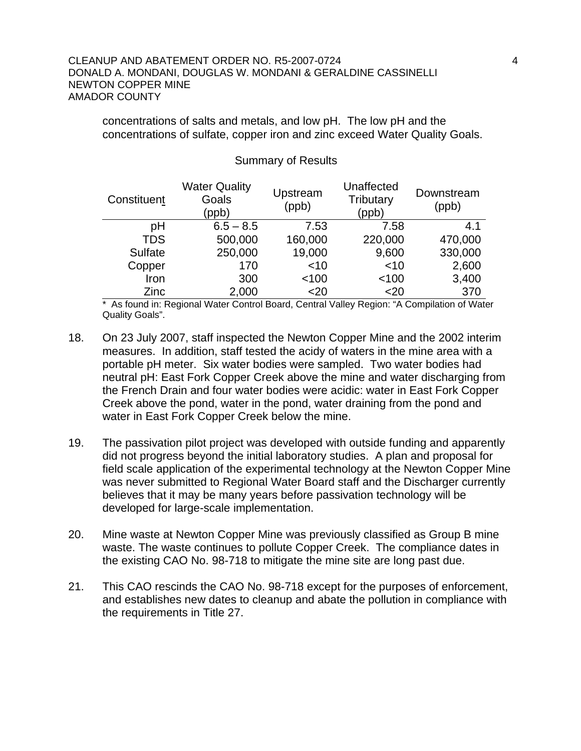concentrations of salts and metals, and low pH. The low pH and the concentrations of sulfate, copper iron and zinc exceed Water Quality Goals.

Summary of Results

| Constituent | Water Quality Goals (ppb) | Upstream (ppb) | Unaffected Tributary (ppb) | Downstream (ppb) |
|---|---|---|---|---|
| pH | 6.5 – 8.5 | 7.53 | 7.58 | 4.1 |
| TDS | 500,000 | 160,000 | 220,000 | 470,000 |
| Sulfate | 250,000 | 19,000 | 9,600 | 330,000 |
| Copper | 170 | <10 | <10 | 2,600 |
| Iron | 300 | <100 | <100 | 3,400 |
| Zinc | 2,000 | <20 | <20 | 370 |

\* As found in: Regional Water Control Board, Central Valley Region: "A Compilation of Water Quality Goals".

18. On 23 July 2007, staff inspected the Newton Copper Mine and the 2002 interim measures. In addition, staff tested the acidy of waters in the mine area with a portable pH meter. Six water bodies were sampled. Two water bodies had neutral pH: East Fork Copper Creek above the mine and water discharging from the French Drain and four water bodies were acidic: water in East Fork Copper Creek above the pond, water in the pond, water draining from the pond and water in East Fork Copper Creek below the mine.

19. The passivation pilot project was developed with outside funding and apparently did not progress beyond the initial laboratory studies. A plan and proposal for field scale application of the experimental technology at the Newton Copper Mine was never submitted to Regional Water Board staff and the Discharger currently believes that it may be many years before passivation technology will be developed for large-scale implementation.

20. Mine waste at Newton Copper Mine was previously classified as Group B mine waste. The waste continues to pollute Copper Creek. The compliance dates in the existing CAO No. 98-718 to mitigate the mine site are long past due.

21. This CAO rescinds the CAO No. 98-718 except for the purposes of enforcement, and establishes new dates to cleanup and abate the pollution in compliance with the requirements in Title 27.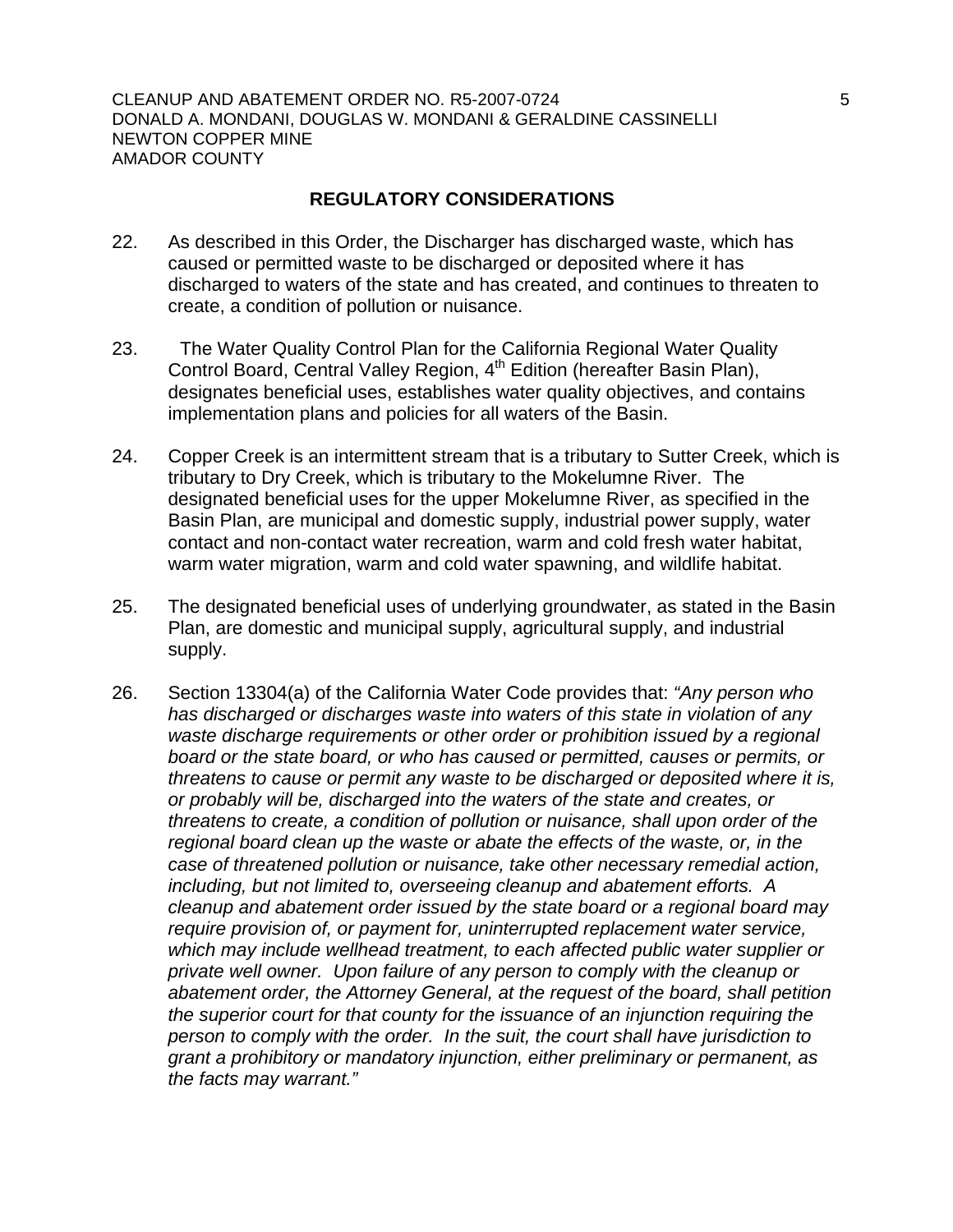## REGULATORY CONSIDERATIONS

22. As described in this Order, the Discharger has discharged waste, which has caused or permitted waste to be discharged or deposited where it has discharged to waters of the state and has created, and continues to threaten to create, a condition of pollution or nuisance.

23. The Water Quality Control Plan for the California Regional Water Quality Control Board, Central Valley Region, 4th Edition (hereafter Basin Plan), designates beneficial uses, establishes water quality objectives, and contains implementation plans and policies for all waters of the Basin.

24. Copper Creek is an intermittent stream that is a tributary to Sutter Creek, which is tributary to Dry Creek, which is tributary to the Mokelumne River. The designated beneficial uses for the upper Mokelumne River, as specified in the Basin Plan, are municipal and domestic supply, industrial power supply, water contact and non-contact water recreation, warm and cold fresh water habitat, warm water migration, warm and cold water spawning, and wildlife habitat.

25. The designated beneficial uses of underlying groundwater, as stated in the Basin Plan, are domestic and municipal supply, agricultural supply, and industrial supply.

26. Section 13304(a) of the California Water Code provides that: *"Any person who has discharged or discharges waste into waters of this state in violation of any waste discharge requirements or other order or prohibition issued by a regional board or the state board, or who has caused or permitted, causes or permits, or threatens to cause or permit any waste to be discharged or deposited where it is, or probably will be, discharged into the waters of the state and creates, or threatens to create, a condition of pollution or nuisance, shall upon order of the regional board clean up the waste or abate the effects of the waste, or, in the case of threatened pollution or nuisance, take other necessary remedial action, including, but not limited to, overseeing cleanup and abatement efforts. A cleanup and abatement order issued by the state board or a regional board may require provision of, or payment for, uninterrupted replacement water service, which may include wellhead treatment, to each affected public water supplier or private well owner. Upon failure of any person to comply with the cleanup or abatement order, the Attorney General, at the request of the board, shall petition the superior court for that county for the issuance of an injunction requiring the person to comply with the order. In the suit, the court shall have jurisdiction to grant a prohibitory or mandatory injunction, either preliminary or permanent, as the facts may warrant."*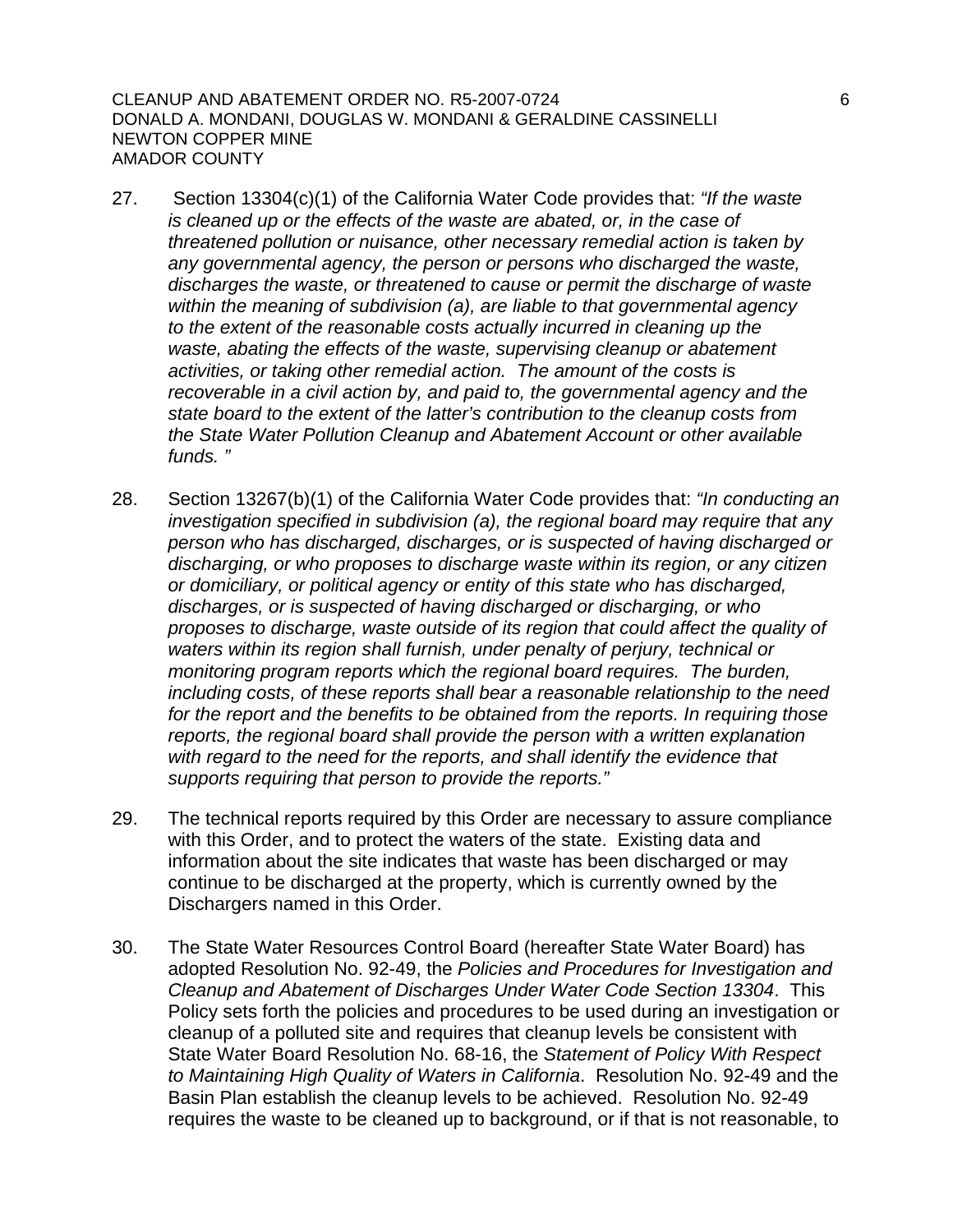27. Section 13304(c)(1) of the California Water Code provides that: *"If the waste is cleaned up or the effects of the waste are abated, or, in the case of threatened pollution or nuisance, other necessary remedial action is taken by any governmental agency, the person or persons who discharged the waste, discharges the waste, or threatened to cause or permit the discharge of waste within the meaning of subdivision (a), are liable to that governmental agency to the extent of the reasonable costs actually incurred in cleaning up the waste, abating the effects of the waste, supervising cleanup or abatement activities, or taking other remedial action. The amount of the costs is recoverable in a civil action by, and paid to, the governmental agency and the state board to the extent of the latter's contribution to the cleanup costs from the State Water Pollution Cleanup and Abatement Account or other available funds."*

28. Section 13267(b)(1) of the California Water Code provides that: *"In conducting an investigation specified in subdivision (a), the regional board may require that any person who has discharged, discharges, or is suspected of having discharged or discharging, or who proposes to discharge waste within its region, or any citizen or domiciliary, or political agency or entity of this state who has discharged, discharges, or is suspected of having discharged or discharging, or who proposes to discharge, waste outside of its region that could affect the quality of waters within its region shall furnish, under penalty of perjury, technical or monitoring program reports which the regional board requires. The burden, including costs, of these reports shall bear a reasonable relationship to the need for the report and the benefits to be obtained from the reports. In requiring those reports, the regional board shall provide the person with a written explanation with regard to the need for the reports, and shall identify the evidence that supports requiring that person to provide the reports."*

29. The technical reports required by this Order are necessary to assure compliance with this Order, and to protect the waters of the state. Existing data and information about the site indicates that waste has been discharged or may continue to be discharged at the property, which is currently owned by the Dischargers named in this Order.

30. The State Water Resources Control Board (hereafter State Water Board) has adopted Resolution No. 92-49, the *Policies and Procedures for Investigation and Cleanup and Abatement of Discharges Under Water Code Section 13304*. This Policy sets forth the policies and procedures to be used during an investigation or cleanup of a polluted site and requires that cleanup levels be consistent with State Water Board Resolution No. 68-16, the *Statement of Policy With Respect to Maintaining High Quality of Waters in California*. Resolution No. 92-49 and the Basin Plan establish the cleanup levels to be achieved. Resolution No. 92-49 requires the waste to be cleaned up to background, or if that is not reasonable, to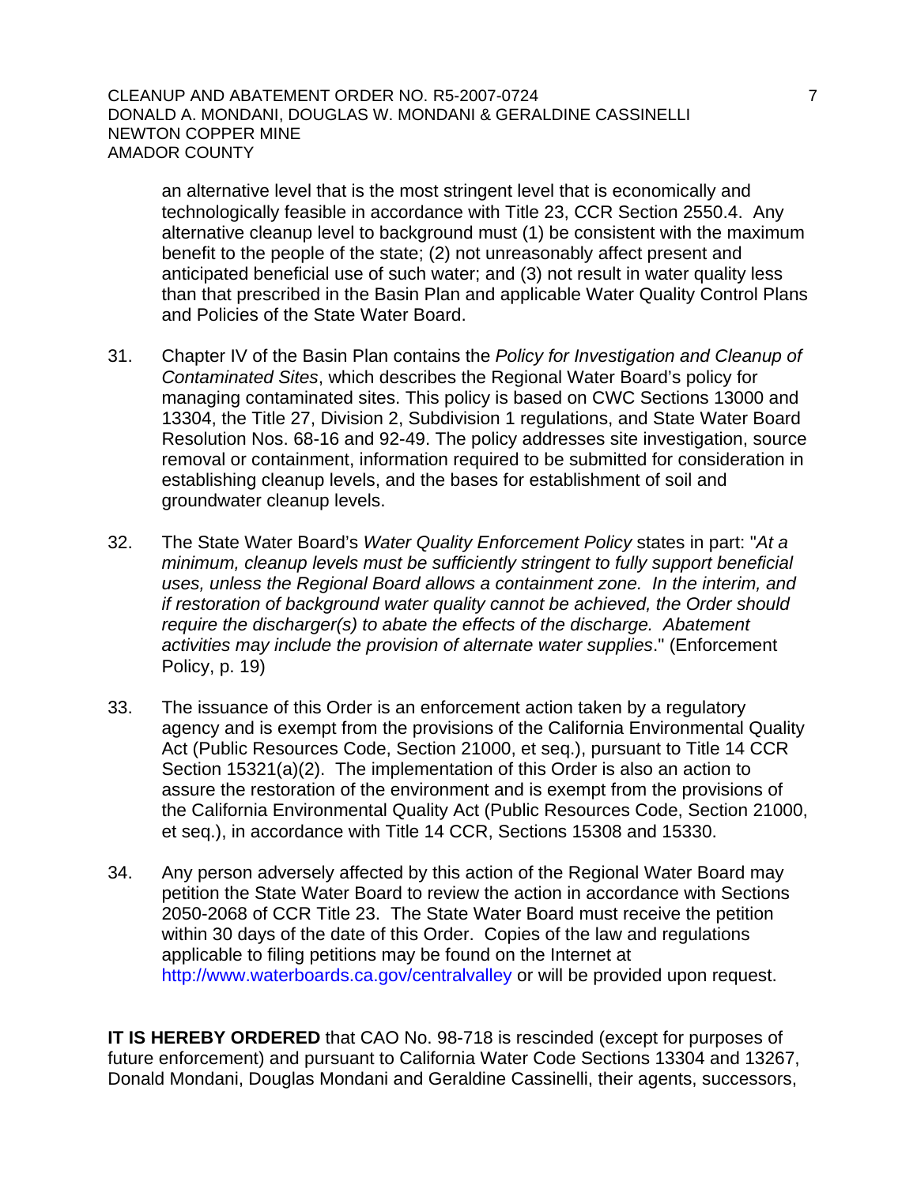an alternative level that is the most stringent level that is economically and technologically feasible in accordance with Title 23, CCR Section 2550.4. Any alternative cleanup level to background must (1) be consistent with the maximum benefit to the people of the state; (2) not unreasonably affect present and anticipated beneficial use of such water; and (3) not result in water quality less than that prescribed in the Basin Plan and applicable Water Quality Control Plans and Policies of the State Water Board.

31. Chapter IV of the Basin Plan contains the *Policy for Investigation and Cleanup of Contaminated Sites*, which describes the Regional Water Board's policy for managing contaminated sites. This policy is based on CWC Sections 13000 and 13304, the Title 27, Division 2, Subdivision 1 regulations, and State Water Board Resolution Nos. 68-16 and 92-49. The policy addresses site investigation, source removal or containment, information required to be submitted for consideration in establishing cleanup levels, and the bases for establishment of soil and groundwater cleanup levels.

32. The State Water Board's *Water Quality Enforcement Policy* states in part: "*At a minimum, cleanup levels must be sufficiently stringent to fully support beneficial uses, unless the Regional Board allows a containment zone. In the interim, and if restoration of background water quality cannot be achieved, the Order should require the discharger(s) to abate the effects of the discharge. Abatement activities may include the provision of alternate water supplies*." (Enforcement Policy, p. 19)

33. The issuance of this Order is an enforcement action taken by a regulatory agency and is exempt from the provisions of the California Environmental Quality Act (Public Resources Code, Section 21000, et seq.), pursuant to Title 14 CCR Section 15321(a)(2). The implementation of this Order is also an action to assure the restoration of the environment and is exempt from the provisions of the California Environmental Quality Act (Public Resources Code, Section 21000, et seq.), in accordance with Title 14 CCR, Sections 15308 and 15330.

34. Any person adversely affected by this action of the Regional Water Board may petition the State Water Board to review the action in accordance with Sections 2050-2068 of CCR Title 23. The State Water Board must receive the petition within 30 days of the date of this Order. Copies of the law and regulations applicable to filing petitions may be found on the Internet at http://www.waterboards.ca.gov/centralvalley or will be provided upon request.

**IT IS HEREBY ORDERED** that CAO No. 98-718 is rescinded (except for purposes of future enforcement) and pursuant to California Water Code Sections 13304 and 13267, Donald Mondani, Douglas Mondani and Geraldine Cassinelli, their agents, successors,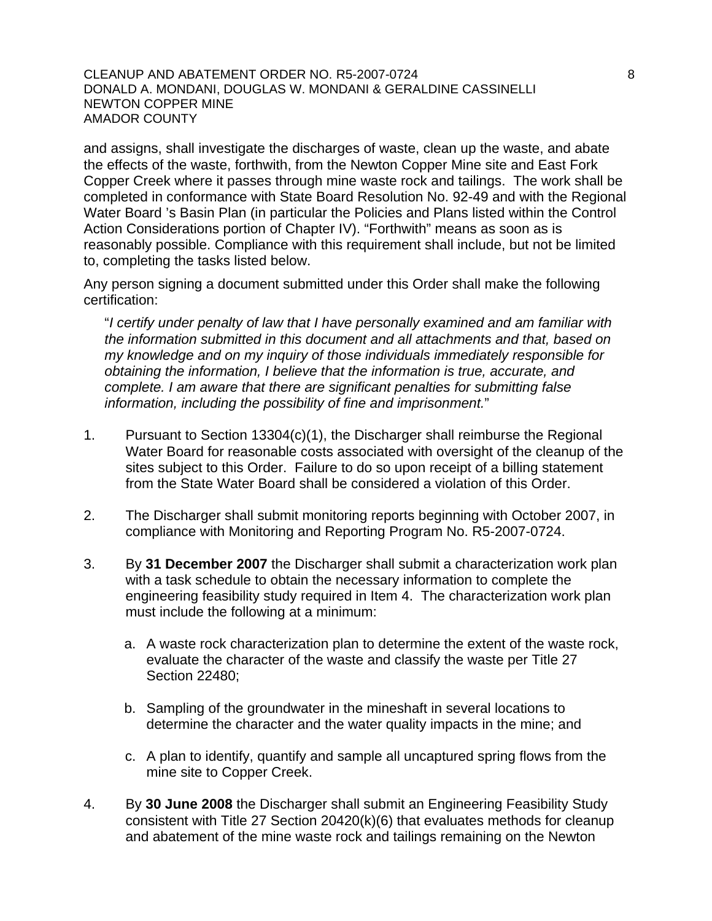and assigns, shall investigate the discharges of waste, clean up the waste, and abate the effects of the waste, forthwith, from the Newton Copper Mine site and East Fork Copper Creek where it passes through mine waste rock and tailings. The work shall be completed in conformance with State Board Resolution No. 92-49 and with the Regional Water Board 's Basin Plan (in particular the Policies and Plans listed within the Control Action Considerations portion of Chapter IV). "Forthwith" means as soon as is reasonably possible. Compliance with this requirement shall include, but not be limited to, completing the tasks listed below.

Any person signing a document submitted under this Order shall make the following certification:

> "*I certify under penalty of law that I have personally examined and am familiar with the information submitted in this document and all attachments and that, based on my knowledge and on my inquiry of those individuals immediately responsible for obtaining the information, I believe that the information is true, accurate, and complete. I am aware that there are significant penalties for submitting false information, including the possibility of fine and imprisonment.*"

1. Pursuant to Section 13304(c)(1), the Discharger shall reimburse the Regional Water Board for reasonable costs associated with oversight of the cleanup of the sites subject to this Order. Failure to do so upon receipt of a billing statement from the State Water Board shall be considered a violation of this Order.

2. The Discharger shall submit monitoring reports beginning with October 2007, in compliance with Monitoring and Reporting Program No. R5-2007-0724.

3. By **31 December 2007** the Discharger shall submit a characterization work plan with a task schedule to obtain the necessary information to complete the engineering feasibility study required in Item 4. The characterization work plan must include the following at a minimum:

   a. A waste rock characterization plan to determine the extent of the waste rock, evaluate the character of the waste and classify the waste per Title 27 Section 22480;

   b. Sampling of the groundwater in the mineshaft in several locations to determine the character and the water quality impacts in the mine; and

   c. A plan to identify, quantify and sample all uncaptured spring flows from the mine site to Copper Creek.

4. By **30 June 2008** the Discharger shall submit an Engineering Feasibility Study consistent with Title 27 Section 20420(k)(6) that evaluates methods for cleanup and abatement of the mine waste rock and tailings remaining on the Newton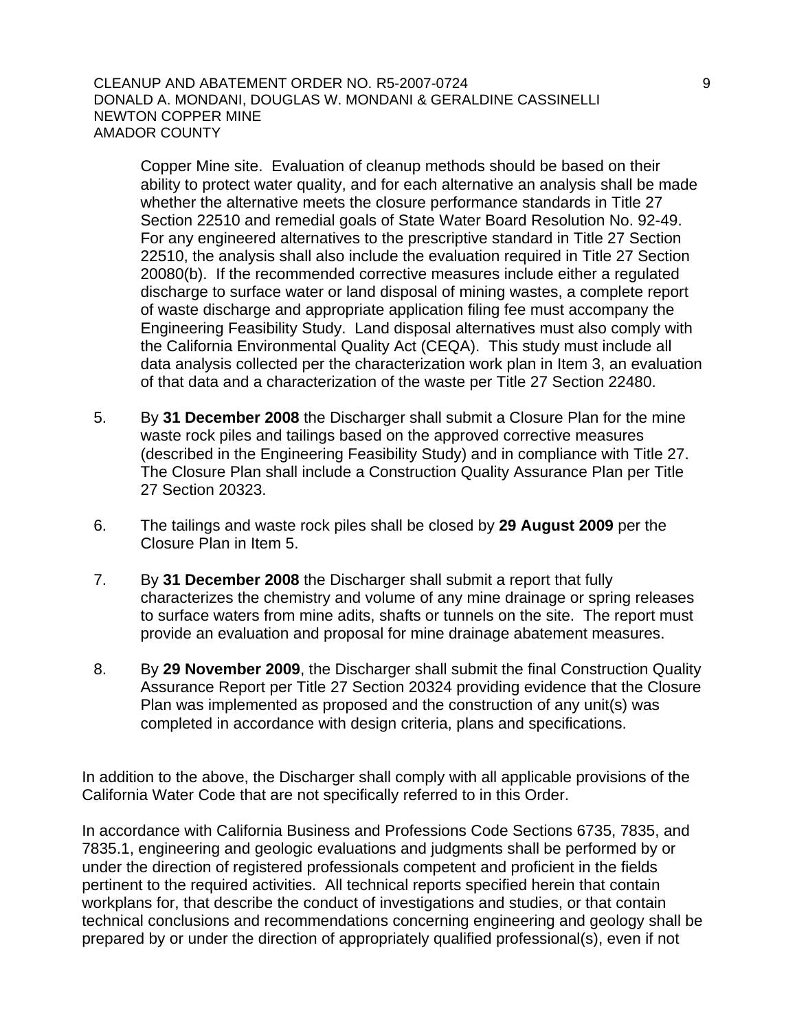Copper Mine site. Evaluation of cleanup methods should be based on their ability to protect water quality, and for each alternative an analysis shall be made whether the alternative meets the closure performance standards in Title 27 Section 22510 and remedial goals of State Water Board Resolution No. 92-49. For any engineered alternatives to the prescriptive standard in Title 27 Section 22510, the analysis shall also include the evaluation required in Title 27 Section 20080(b). If the recommended corrective measures include either a regulated discharge to surface water or land disposal of mining wastes, a complete report of waste discharge and appropriate application filing fee must accompany the Engineering Feasibility Study. Land disposal alternatives must also comply with the California Environmental Quality Act (CEQA). This study must include all data analysis collected per the characterization work plan in Item 3, an evaluation of that data and a characterization of the waste per Title 27 Section 22480.

5. By **31 December 2008** the Discharger shall submit a Closure Plan for the mine waste rock piles and tailings based on the approved corrective measures (described in the Engineering Feasibility Study) and in compliance with Title 27. The Closure Plan shall include a Construction Quality Assurance Plan per Title 27 Section 20323.

6. The tailings and waste rock piles shall be closed by **29 August 2009** per the Closure Plan in Item 5.

7. By **31 December 2008** the Discharger shall submit a report that fully characterizes the chemistry and volume of any mine drainage or spring releases to surface waters from mine adits, shafts or tunnels on the site. The report must provide an evaluation and proposal for mine drainage abatement measures.

8. By **29 November 2009**, the Discharger shall submit the final Construction Quality Assurance Report per Title 27 Section 20324 providing evidence that the Closure Plan was implemented as proposed and the construction of any unit(s) was completed in accordance with design criteria, plans and specifications.

In addition to the above, the Discharger shall comply with all applicable provisions of the California Water Code that are not specifically referred to in this Order.

In accordance with California Business and Professions Code Sections 6735, 7835, and 7835.1, engineering and geologic evaluations and judgments shall be performed by or under the direction of registered professionals competent and proficient in the fields pertinent to the required activities. All technical reports specified herein that contain workplans for, that describe the conduct of investigations and studies, or that contain technical conclusions and recommendations concerning engineering and geology shall be prepared by or under the direction of appropriately qualified professional(s), even if not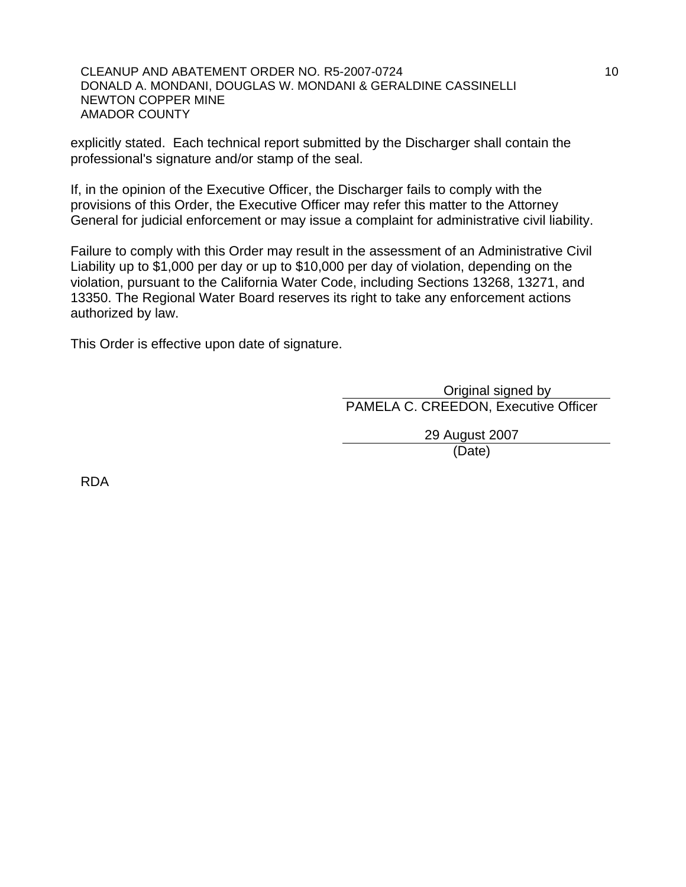explicitly stated. Each technical report submitted by the Discharger shall contain the professional's signature and/or stamp of the seal.

If, in the opinion of the Executive Officer, the Discharger fails to comply with the provisions of this Order, the Executive Officer may refer this matter to the Attorney General for judicial enforcement or may issue a complaint for administrative civil liability.

Failure to comply with this Order may result in the assessment of an Administrative Civil Liability up to $1,000 per day or up to $10,000 per day of violation, depending on the violation, pursuant to the California Water Code, including Sections 13268, 13271, and 13350. The Regional Water Board reserves its right to take any enforcement actions authorized by law.

This Order is effective upon date of signature.

Original signed by
PAMELA C. CREEDON, Executive Officer

29 August 2007
(Date)

RDA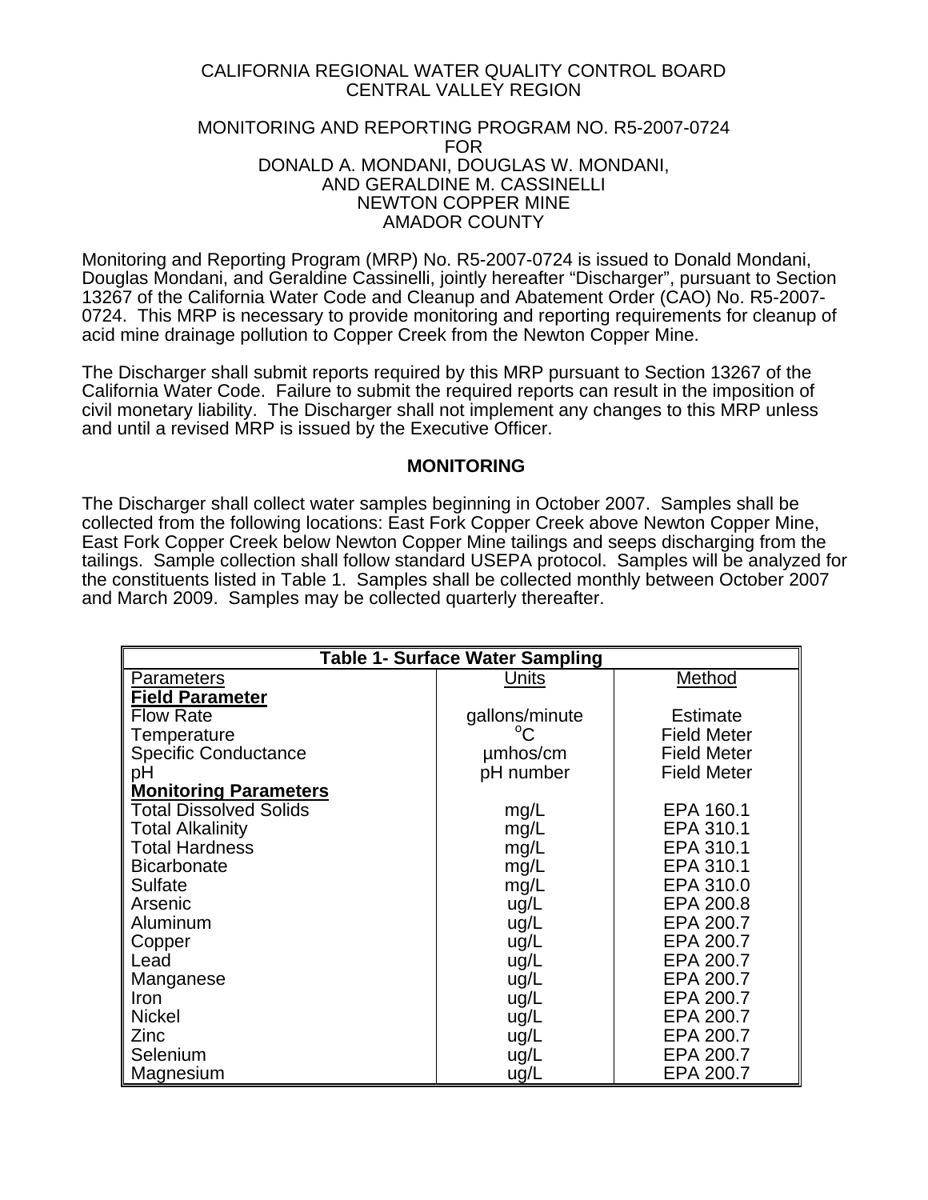CALIFORNIA REGIONAL WATER QUALITY CONTROL BOARD
CENTRAL VALLEY REGION

MONITORING AND REPORTING PROGRAM NO. R5-2007-0724
FOR
DONALD A. MONDANI, DOUGLAS W. MONDANI,
AND GERALDINE M. CASSINELLI
NEWTON COPPER MINE
AMADOR COUNTY

Monitoring and Reporting Program (MRP) No. R5-2007-0724 is issued to Donald Mondani, Douglas Mondani, and Geraldine Cassinelli, jointly hereafter "Discharger", pursuant to Section 13267 of the California Water Code and Cleanup and Abatement Order (CAO) No. R5-2007-0724. This MRP is necessary to provide monitoring and reporting requirements for cleanup of acid mine drainage pollution to Copper Creek from the Newton Copper Mine.

The Discharger shall submit reports required by this MRP pursuant to Section 13267 of the California Water Code. Failure to submit the required reports can result in the imposition of civil monetary liability. The Discharger shall not implement any changes to this MRP unless and until a revised MRP is issued by the Executive Officer.

## MONITORING

The Discharger shall collect water samples beginning in October 2007. Samples shall be collected from the following locations: East Fork Copper Creek above Newton Copper Mine, East Fork Copper Creek below Newton Copper Mine tailings and seeps discharging from the tailings. Sample collection shall follow standard USEPA protocol. Samples will be analyzed for the constituents listed in Table 1. Samples shall be collected monthly between October 2007 and March 2009. Samples may be collected quarterly thereafter.

| Table 1- Surface Water Sampling | | |
|---|---|---|
| Parameters | Units | Method |
| **Field Parameter** | | |
| Flow Rate | gallons/minute | Estimate |
| Temperature | $^{o}C$ | Field Meter |
| Specific Conductance | µmhos/cm | Field Meter |
| pH | pH number | Field Meter |
| **Monitoring Parameters** | | |
| Total Dissolved Solids | mg/L | EPA 160.1 |
| Total Alkalinity | mg/L | EPA 310.1 |
| Total Hardness | mg/L | EPA 310.1 |
| Bicarbonate | mg/L | EPA 310.1 |
| Sulfate | mg/L | EPA 310.0 |
| Arsenic | ug/L | EPA 200.8 |
| Aluminum | ug/L | EPA 200.7 |
| Copper | ug/L | EPA 200.7 |
| Lead | ug/L | EPA 200.7 |
| Manganese | ug/L | EPA 200.7 |
| Iron | ug/L | EPA 200.7 |
| Nickel | ug/L | EPA 200.7 |
| Zinc | ug/L | EPA 200.7 |
| Selenium | ug/L | EPA 200.7 |
| Magnesium | ug/L | EPA 200.7 |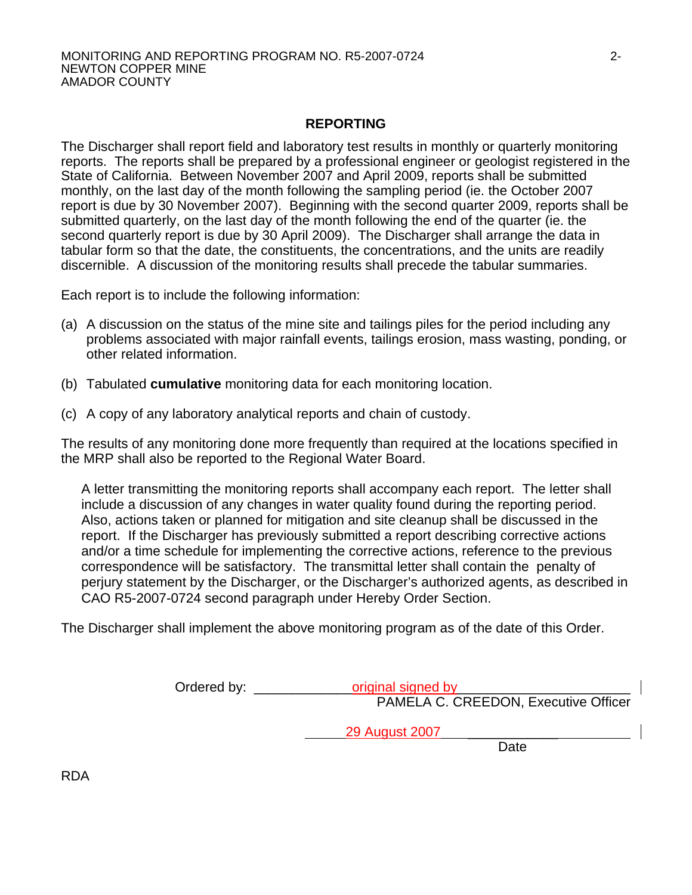## REPORTING

The Discharger shall report field and laboratory test results in monthly or quarterly monitoring reports. The reports shall be prepared by a professional engineer or geologist registered in the State of California. Between November 2007 and April 2009, reports shall be submitted monthly, on the last day of the month following the sampling period (ie. the October 2007 report is due by 30 November 2007). Beginning with the second quarter 2009, reports shall be submitted quarterly, on the last day of the month following the end of the quarter (ie. the second quarterly report is due by 30 April 2009). The Discharger shall arrange the data in tabular form so that the date, the constituents, the concentrations, and the units are readily discernible. A discussion of the monitoring results shall precede the tabular summaries.

Each report is to include the following information:

(a) A discussion on the status of the mine site and tailings piles for the period including any problems associated with major rainfall events, tailings erosion, mass wasting, ponding, or other related information.

(b) Tabulated **cumulative** monitoring data for each monitoring location.

(c) A copy of any laboratory analytical reports and chain of custody.

The results of any monitoring done more frequently than required at the locations specified in the MRP shall also be reported to the Regional Water Board.

A letter transmitting the monitoring reports shall accompany each report. The letter shall include a discussion of any changes in water quality found during the reporting period. Also, actions taken or planned for mitigation and site cleanup shall be discussed in the report. If the Discharger has previously submitted a report describing corrective actions and/or a time schedule for implementing the corrective actions, reference to the previous correspondence will be satisfactory. The transmittal letter shall contain the penalty of perjury statement by the Discharger, or the Discharger's authorized agents, as described in CAO R5-2007-0724 second paragraph under Hereby Order Section.

The Discharger shall implement the above monitoring program as of the date of this Order.

Ordered by: original signed by
PAMELA C. CREEDON, Executive Officer

29 August 2007
Date

RDA